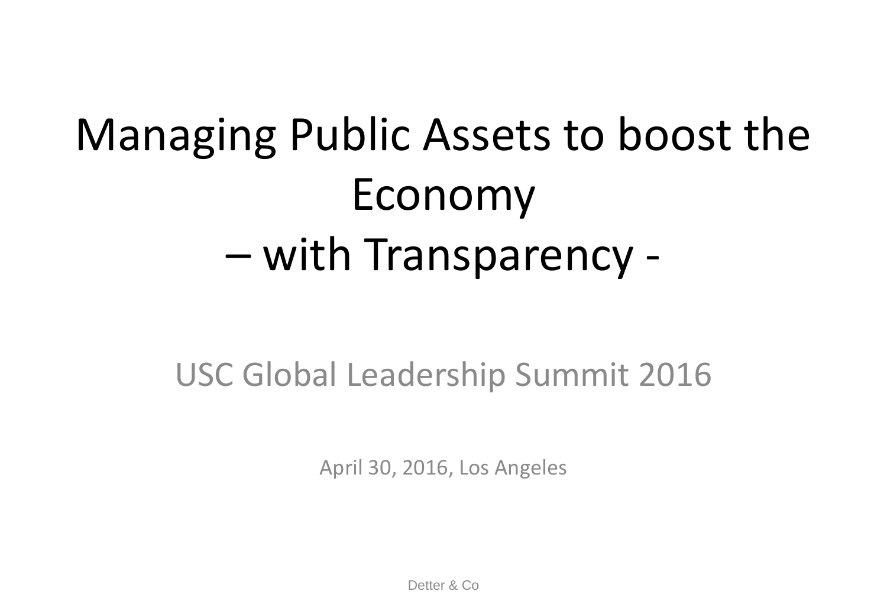# Managing Public Assets to boost the Economy – with Transparency -

USC Global Leadership Summit 2016

April 30, 2016, Los Angeles

Detter & Co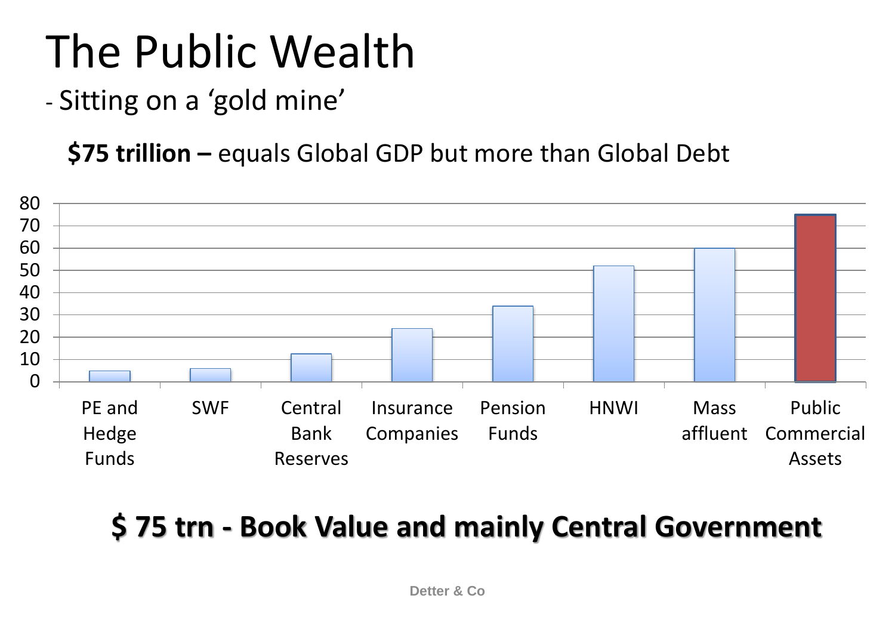# The Public Wealth

- Sitting on a 'gold mine'

**$75 trillion –** equals Global GDP but more than Global Debt

| Category | Value |
|---|---|
| PE and Hedge Funds | 5 |
| SWF | 6 |
| Central Bank Reserves | 12.5 |
| Insurance Companies | 24 |
| Pension Funds | 34 |
| HNWI | 52 |
| Mass affluent | 60 |
| Public Commercial Assets | 75 |

**$ 75 trn - Book Value and mainly Central Government**

Detter & Co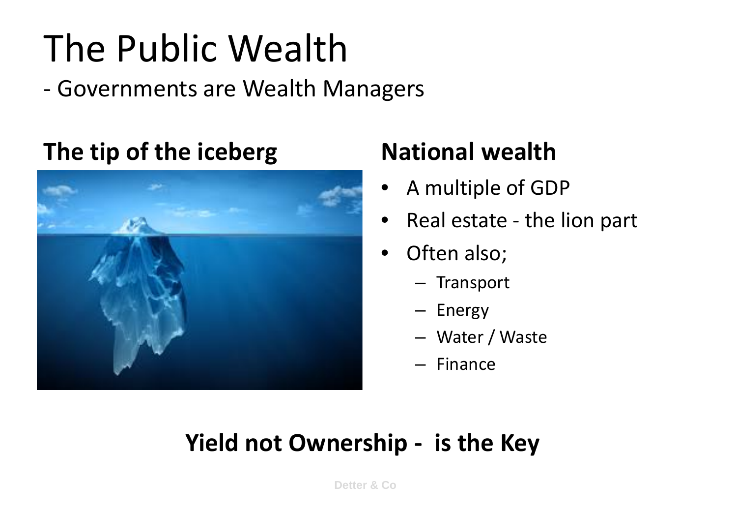# The Public Wealth

- Governments are Wealth Managers

## The tip of the iceberg

## National wealth

- A multiple of GDP
- Real estate - the lion part
- Often also;
  - Transport
  - Energy
  - Water / Waste
  - Finance

**Yield not Ownership - is the Key**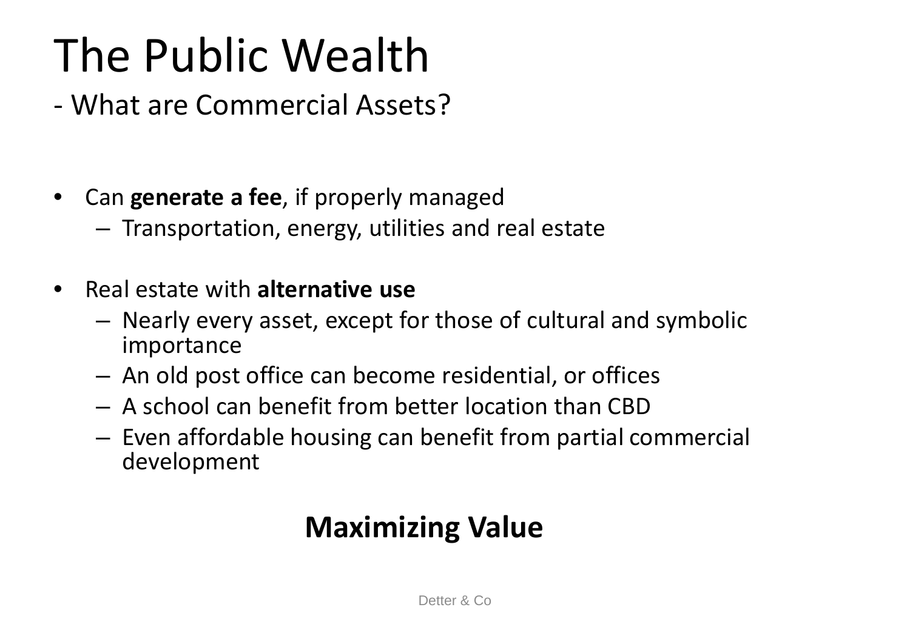# The Public Wealth

## - What are Commercial Assets?

- Can **generate a fee**, if properly managed
  - Transportation, energy, utilities and real estate

- Real estate with **alternative use**
  - Nearly every asset, except for those of cultural and symbolic importance
  - An old post office can become residential, or offices
  - A school can benefit from better location than CBD
  - Even affordable housing can benefit from partial commercial development

**Maximizing Value**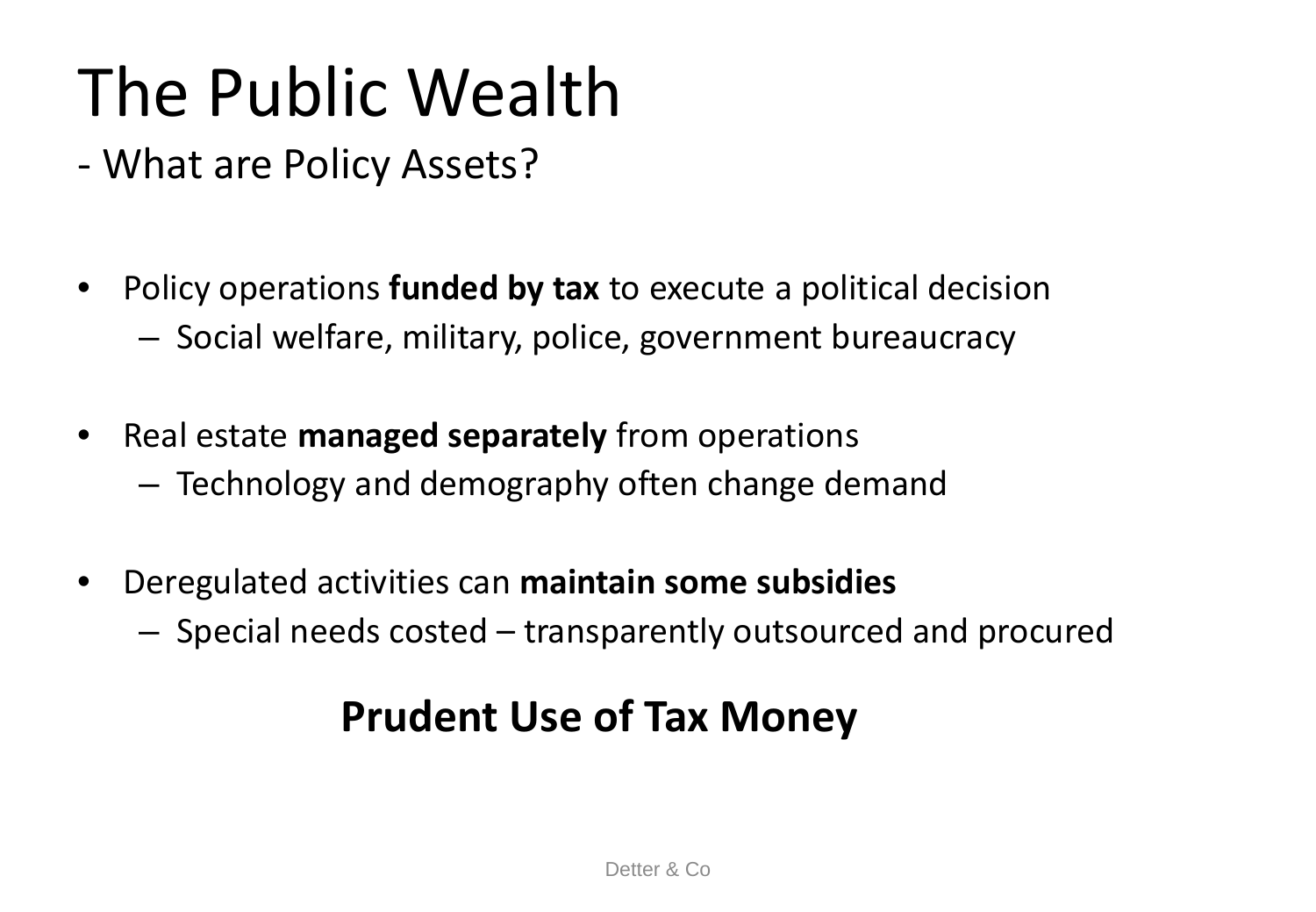# The Public Wealth

## - What are Policy Assets?

- Policy operations **funded by tax** to execute a political decision
  - Social welfare, military, police, government bureaucracy

- Real estate **managed separately** from operations
  - Technology and demography often change demand

- Deregulated activities can **maintain some subsidies**
  - Special needs costed – transparently outsourced and procured

**Prudent Use of Tax Money**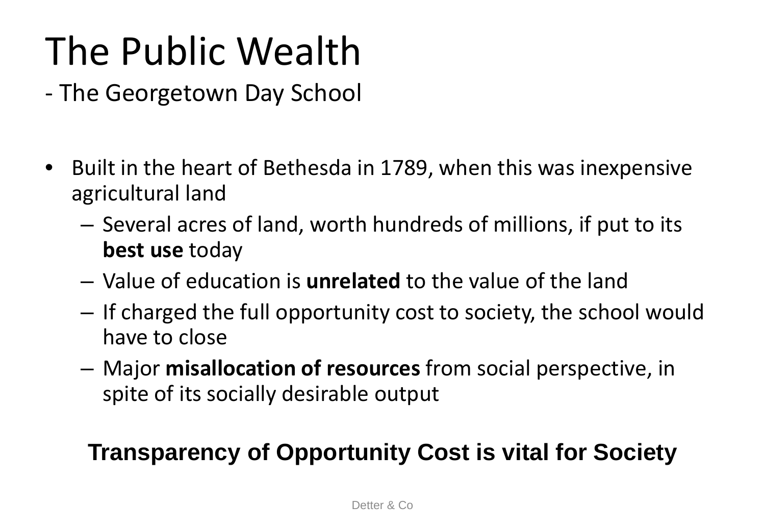# The Public Wealth

## - The Georgetown Day School

- Built in the heart of Bethesda in 1789, when this was inexpensive agricultural land
  - Several acres of land, worth hundreds of millions, if put to its **best use** today
  - Value of education is **unrelated** to the value of the land
  - If charged the full opportunity cost to society, the school would have to close
  - Major **misallocation of resources** from social perspective, in spite of its socially desirable output

**Transparency of Opportunity Cost is vital for Society**

Detter & Co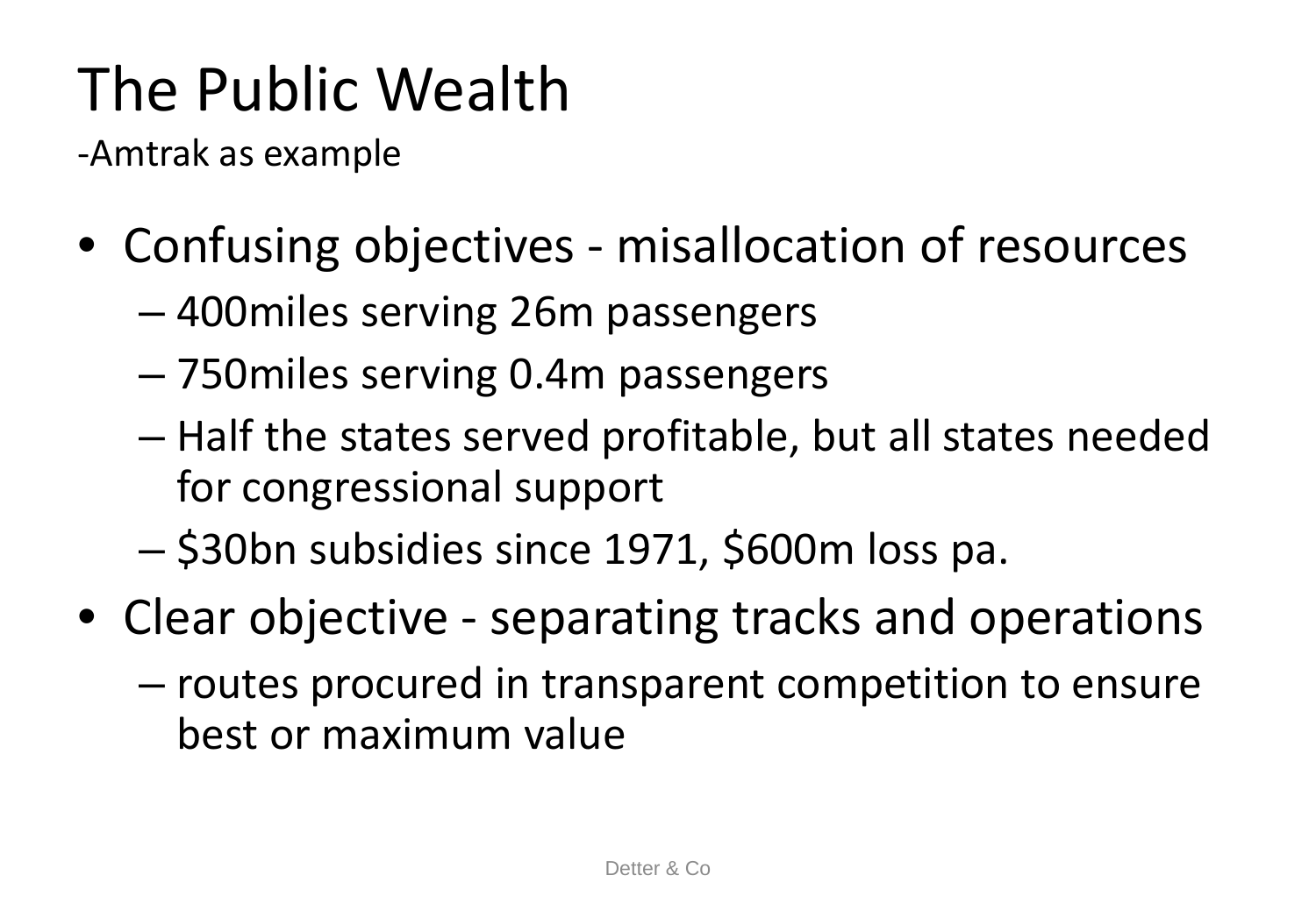# The Public Wealth

-Amtrak as example

- Confusing objectives - misallocation of resources
  - 400miles serving 26m passengers
  - 750miles serving 0.4m passengers
  - Half the states served profitable, but all states needed for congressional support
  - $30bn subsidies since 1971, $600m loss pa.
- Clear objective - separating tracks and operations
  - routes procured in transparent competition to ensure best or maximum value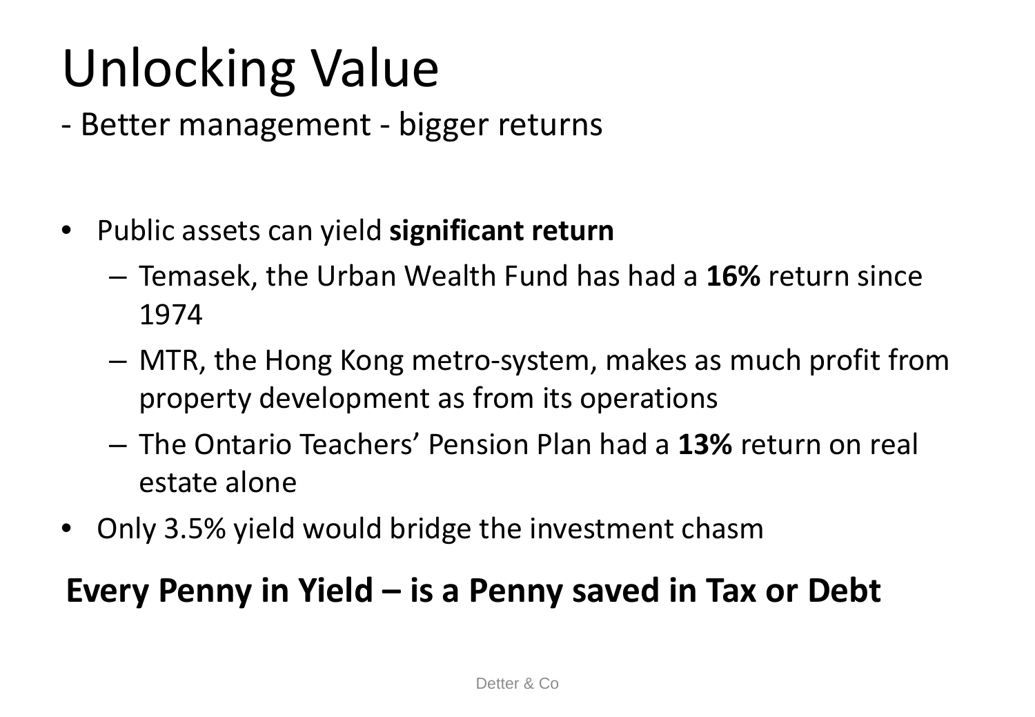# Unlocking Value

- Better management - bigger returns

- Public assets can yield **significant return**
  - Temasek, the Urban Wealth Fund has had a **16%** return since 1974
  - MTR, the Hong Kong metro-system, makes as much profit from property development as from its operations
  - The Ontario Teachers' Pension Plan had a **13%** return on real estate alone
- Only 3.5% yield would bridge the investment chasm

**Every Penny in Yield – is a Penny saved in Tax or Debt**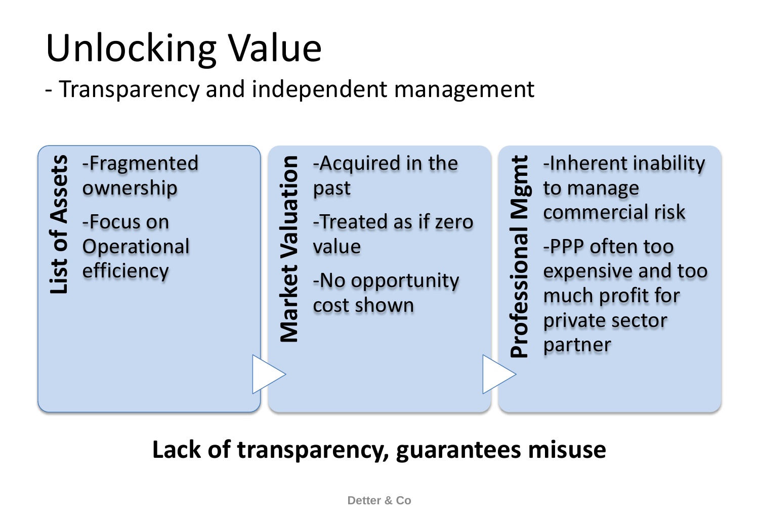# Unlocking Value

- Transparency and independent management

**List of Assets**

- -Fragmented ownership
- -Focus on Operational efficiency

**Market Valuation**

- -Acquired in the past
- -Treated as if zero value
- -No opportunity cost shown

**Professional Mgmt**

- -Inherent inability to manage commercial risk
- -PPP often too expensive and too much profit for private sector partner

**Lack of transparency, guarantees misuse**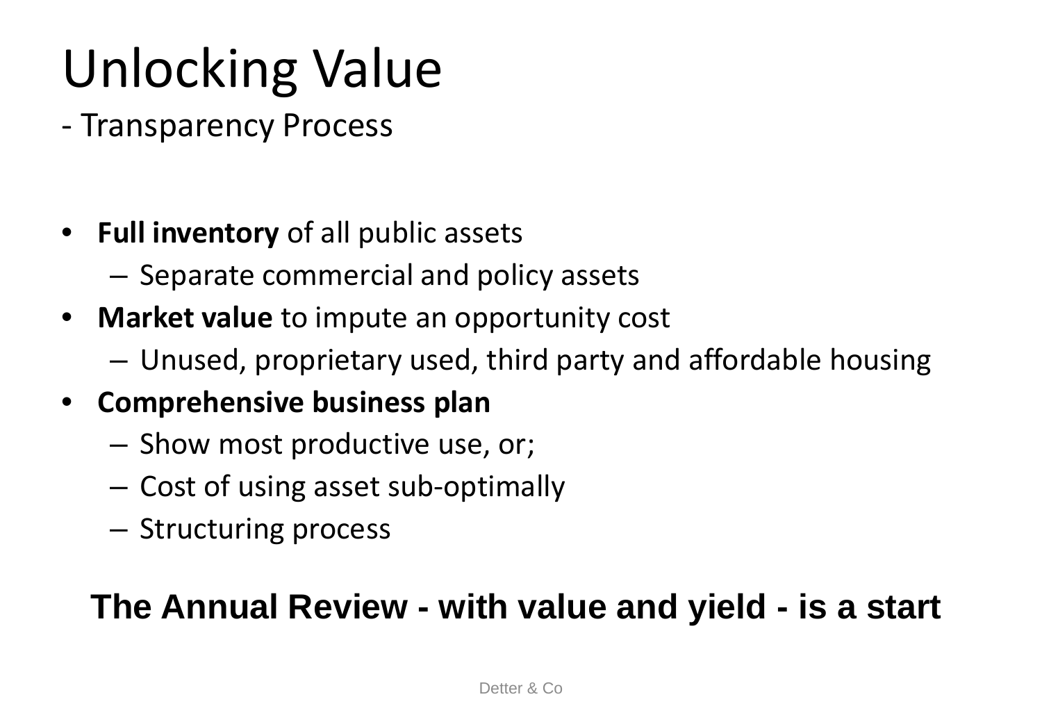# Unlocking Value

- Transparency Process

- **Full inventory** of all public assets
  - Separate commercial and policy assets
- **Market value** to impute an opportunity cost
  - Unused, proprietary used, third party and affordable housing
- **Comprehensive business plan**
  - Show most productive use, or;
  - Cost of using asset sub-optimally
  - Structuring process

**The Annual Review - with value and yield - is a start**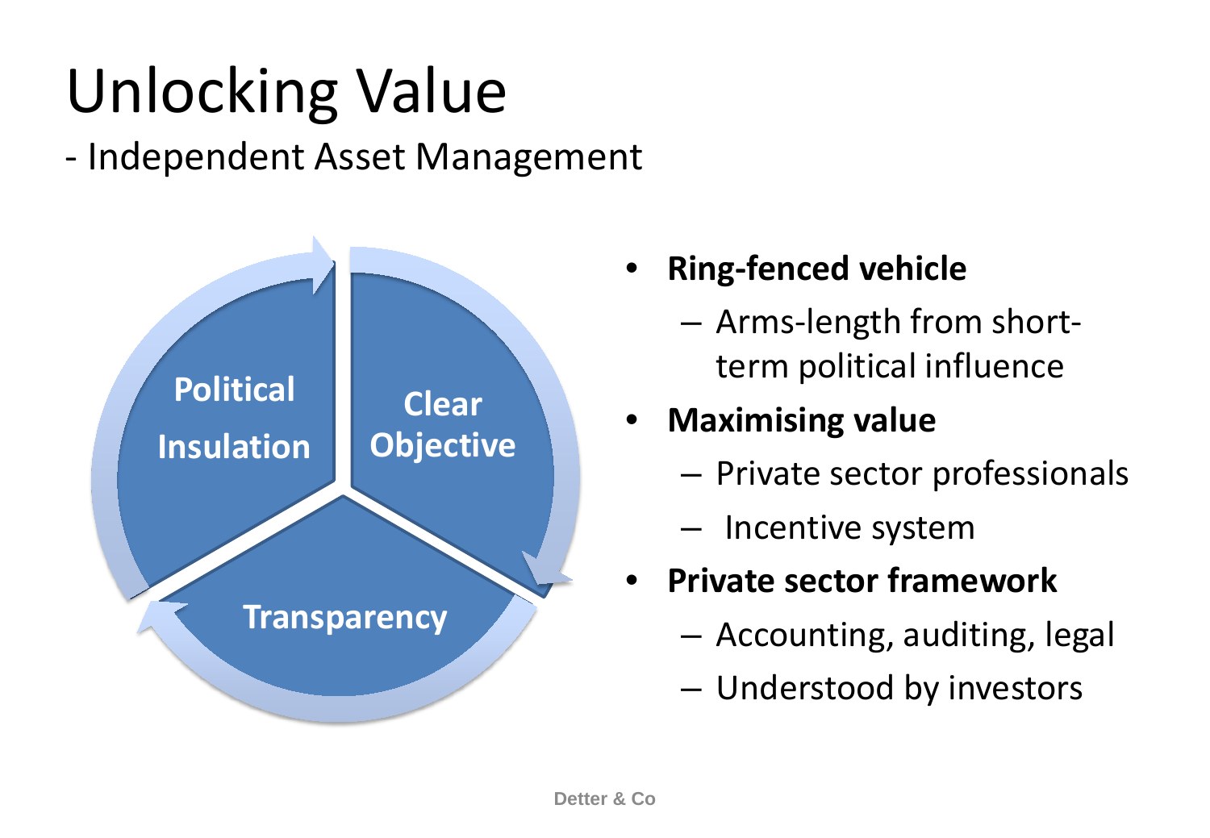# Unlocking Value

- Independent Asset Management

Political Insulation

Clear Objective

Transparency

- **Ring-fenced vehicle**
  - Arms-length from short-term political influence
- **Maximising value**
  - Private sector professionals
  - Incentive system
- **Private sector framework**
  - Accounting, auditing, legal
  - Understood by investors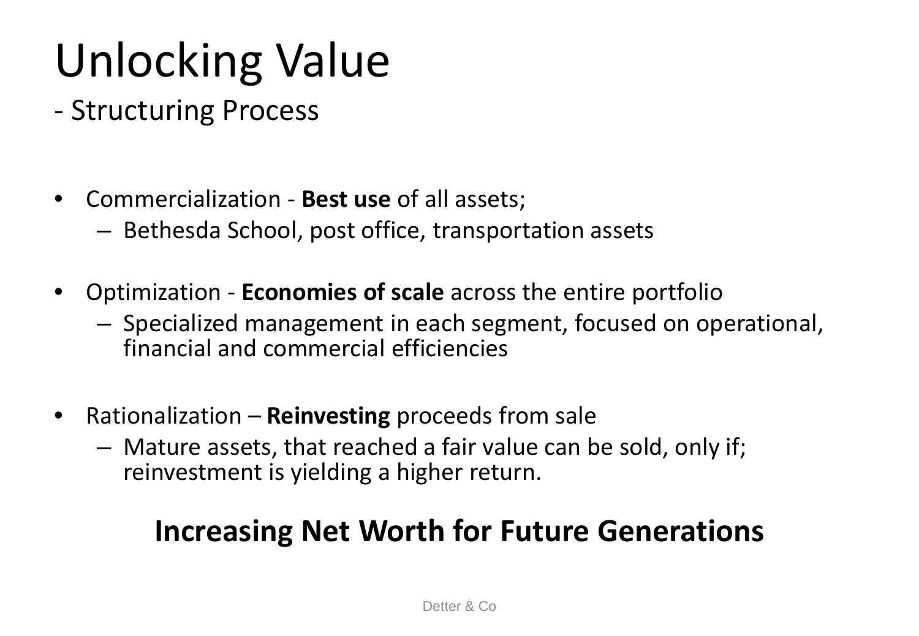# Unlocking Value

## - Structuring Process

- Commercialization - **Best use** of all assets;
  - Bethesda School, post office, transportation assets
- Optimization - **Economies of scale** across the entire portfolio
  - Specialized management in each segment, focused on operational, financial and commercial efficiencies
- Rationalization – **Reinvesting** proceeds from sale
  - Mature assets, that reached a fair value can be sold, only if; reinvestment is yielding a higher return.

**Increasing Net Worth for Future Generations**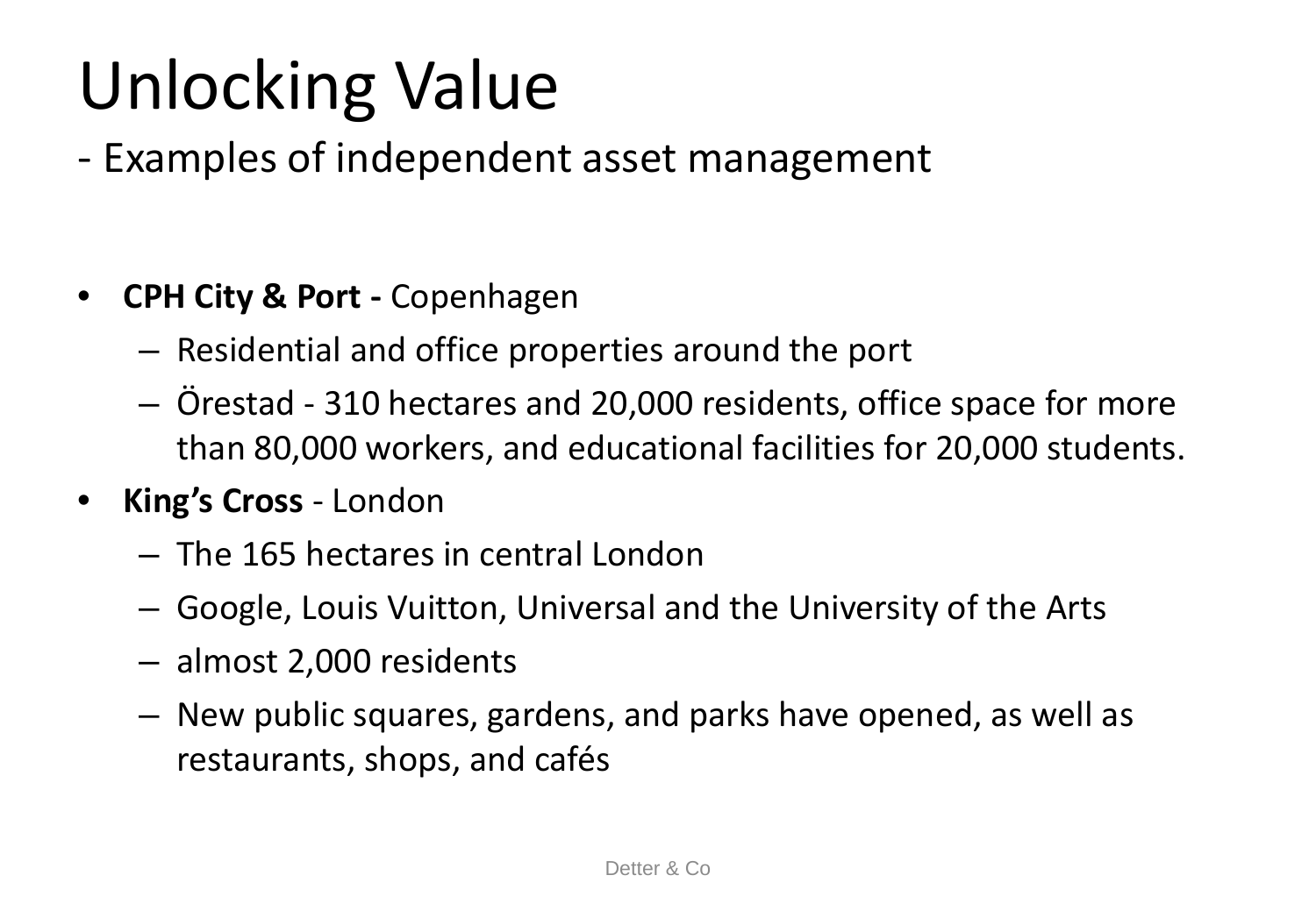# Unlocking Value

## - Examples of independent asset management

- **CPH City & Port -** Copenhagen
  - Residential and office properties around the port
  - Örestad - 310 hectares and 20,000 residents, office space for more than 80,000 workers, and educational facilities for 20,000 students.
- **King's Cross** - London
  - The 165 hectares in central London
  - Google, Louis Vuitton, Universal and the University of the Arts
  - almost 2,000 residents
  - New public squares, gardens, and parks have opened, as well as restaurants, shops, and cafés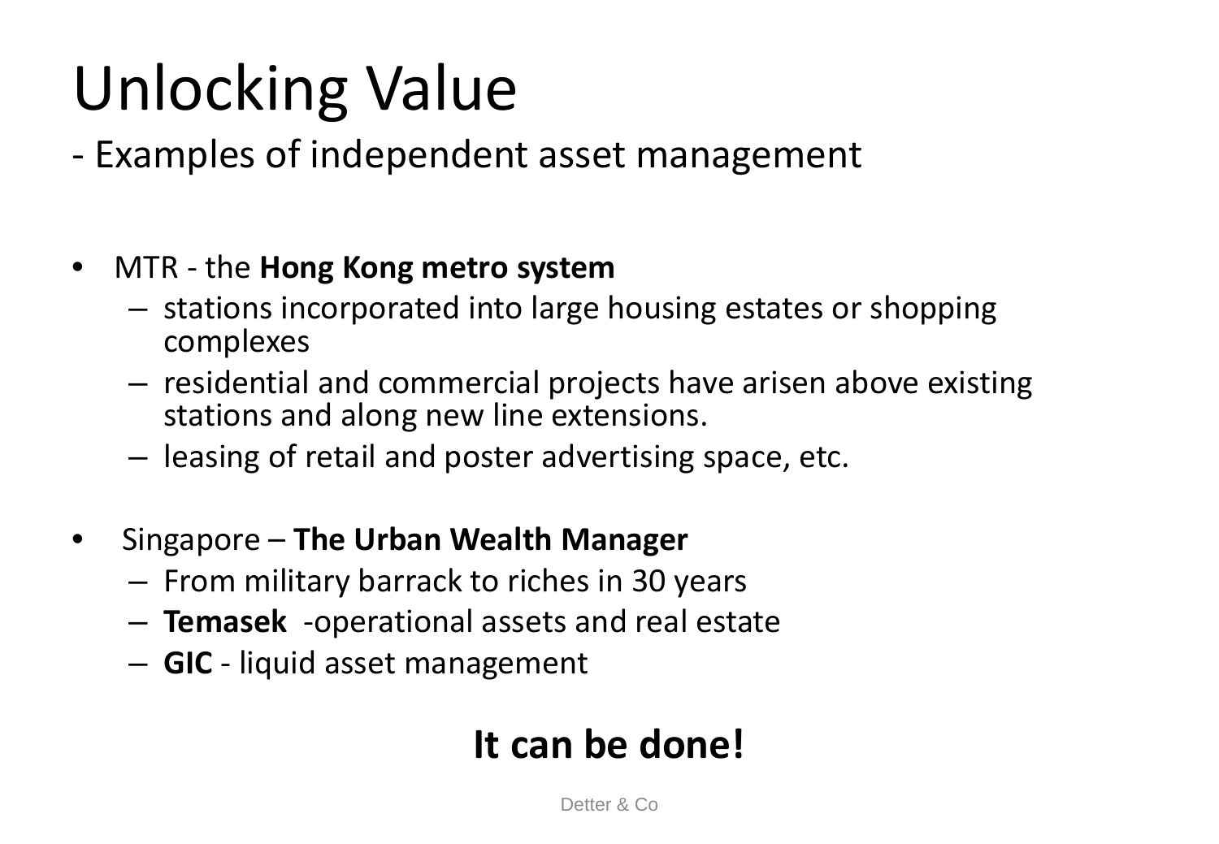# Unlocking Value

- Examples of independent asset management

- MTR - the **Hong Kong metro system**
  - stations incorporated into large housing estates or shopping complexes
  - residential and commercial projects have arisen above existing stations and along new line extensions.
  - leasing of retail and poster advertising space, etc.

- Singapore – **The Urban Wealth Manager**
  - From military barrack to riches in 30 years
  - **Temasek** -operational assets and real estate
  - **GIC** - liquid asset management

**It can be done!**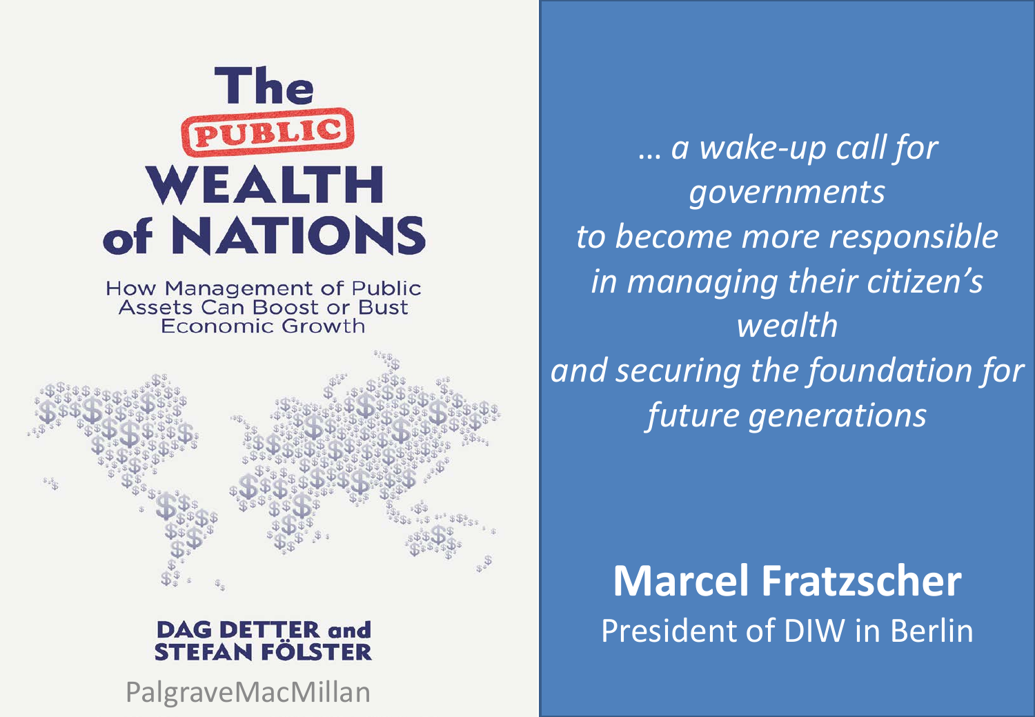# The PUBLIC WEALTH of NATIONS

How Management of Public Assets Can Boost or Bust Economic Growth

**DAG DETTER and STEFAN FÖLSTER**

PalgraveMacMillan

*… a wake-up call for governments to become more responsible in managing their citizen's wealth and securing the foundation for future generations*

**Marcel Fratzscher**

President of DIW in Berlin